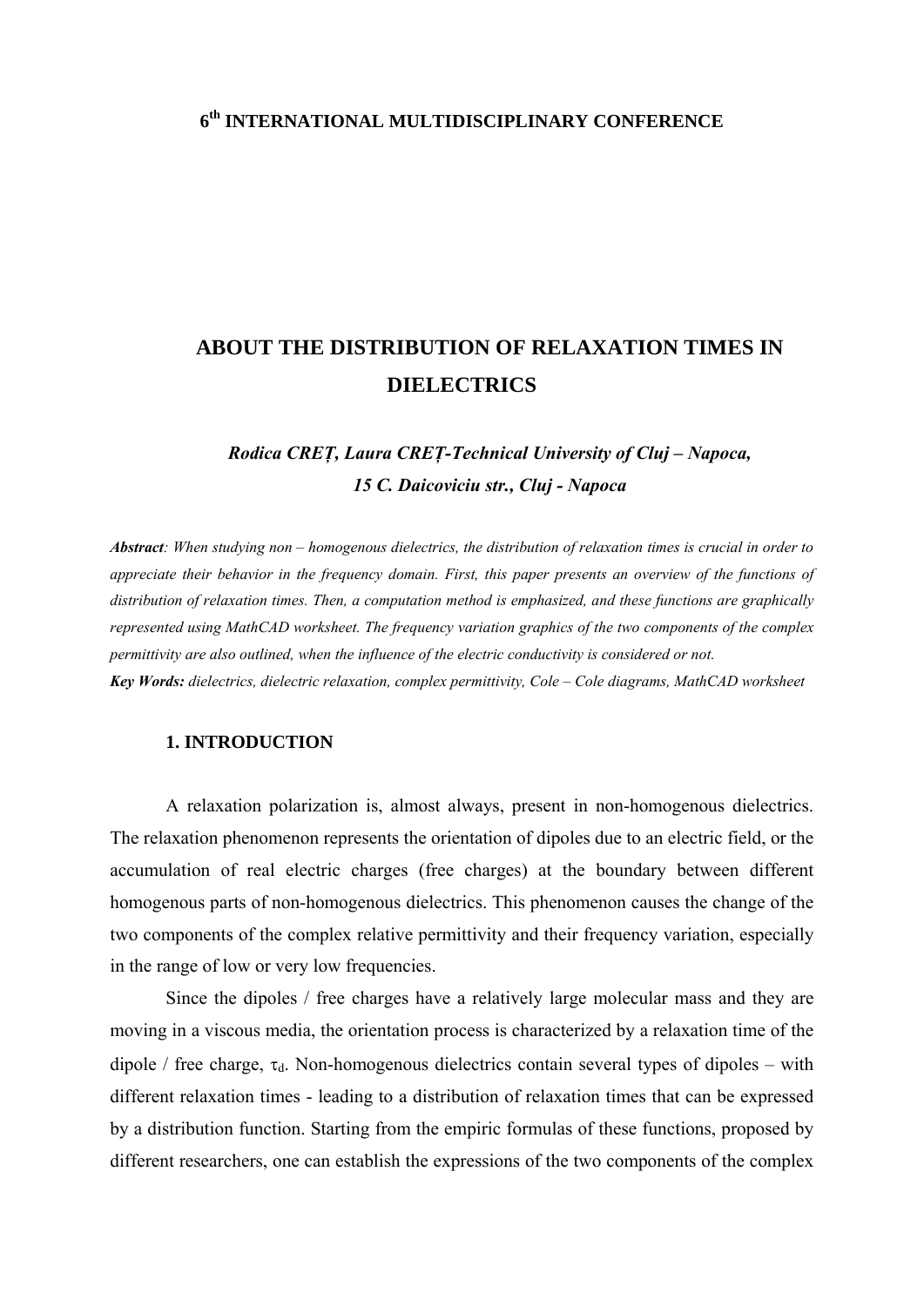**6th INTERNATIONAL MULTIDISCIPLINARY CONFERENCE**

# ABOUT THE DISTRIBUTION OF RELAXATION TIMES IN DIELECTRICS

***Rodica CREȚ, Laura CREȚ-Technical University of Cluj – Napoca, 15 C. Daicoviciu str., Cluj - Napoca***

***Abstract**: When studying non – homogenous dielectrics, the distribution of relaxation times is crucial in order to appreciate their behavior in the frequency domain. First, this paper presents an overview of the functions of distribution of relaxation times. Then, a computation method is emphasized, and these functions are graphically represented using MathCAD worksheet. The frequency variation graphics of the two components of the complex permittivity are also outlined, when the influence of the electric conductivity is considered or not.*

***Key Words:** dielectrics, dielectric relaxation, complex permittivity, Cole – Cole diagrams, MathCAD worksheet*

## 1. INTRODUCTION

A relaxation polarization is, almost always, present in non-homogenous dielectrics. The relaxation phenomenon represents the orientation of dipoles due to an electric field, or the accumulation of real electric charges (free charges) at the boundary between different homogenous parts of non-homogenous dielectrics. This phenomenon causes the change of the two components of the complex relative permittivity and their frequency variation, especially in the range of low or very low frequencies.

Since the dipoles / free charges have a relatively large molecular mass and they are moving in a viscous media, the orientation process is characterized by a relaxation time of the dipole / free charge, $\tau_d$. Non-homogenous dielectrics contain several types of dipoles – with different relaxation times - leading to a distribution of relaxation times that can be expressed by a distribution function. Starting from the empiric formulas of these functions, proposed by different researchers, one can establish the expressions of the two components of the complex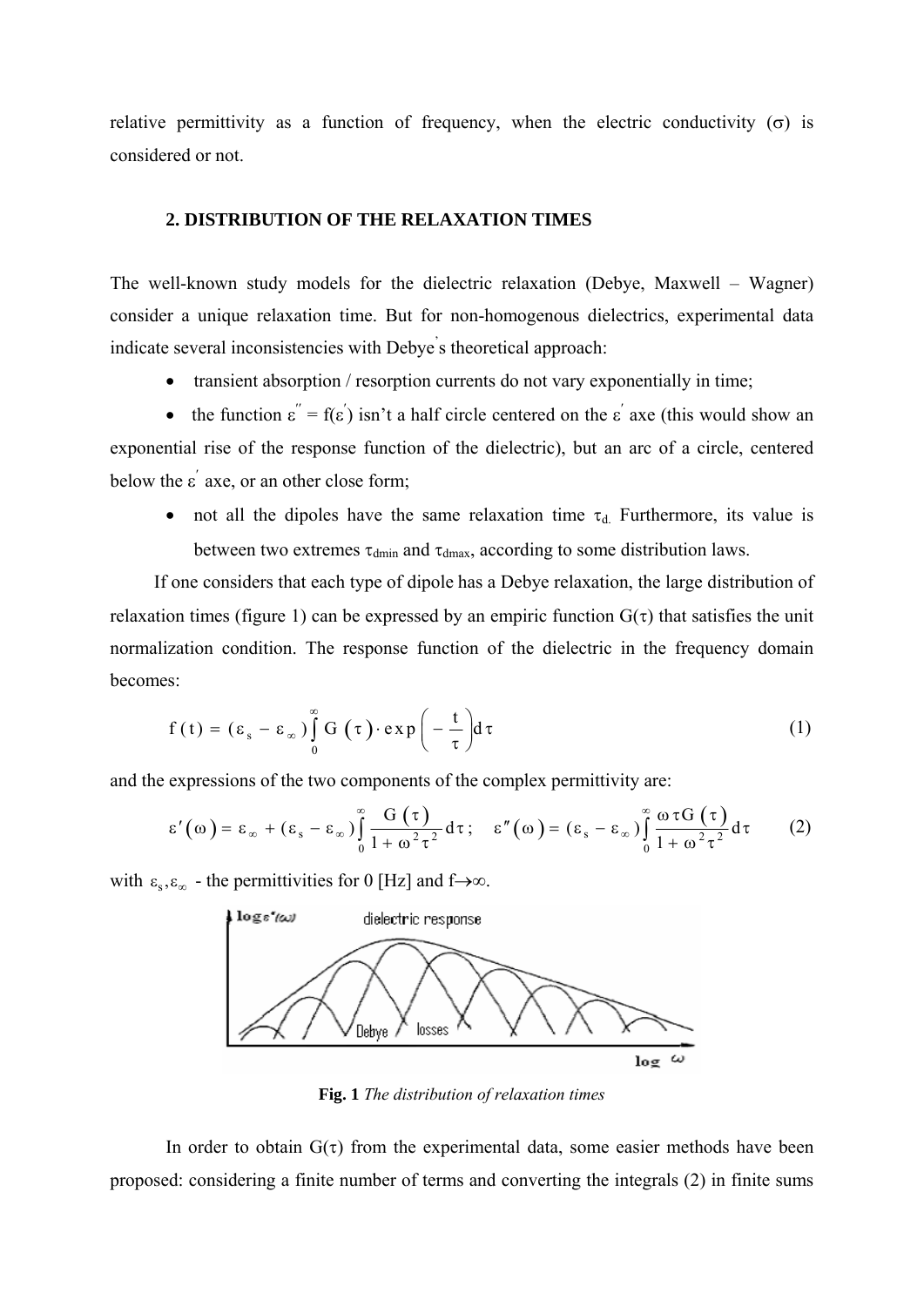relative permittivity as a function of frequency, when the electric conductivity ($\sigma$) is considered or not.

## 2. DISTRIBUTION OF THE RELAXATION TIMES

The well-known study models for the dielectric relaxation (Debye, Maxwell – Wagner) consider a unique relaxation time. But for non-homogenous dielectrics, experimental data indicate several inconsistencies with Debye's theoretical approach:

- transient absorption / resorption currents do not vary exponentially in time;
- the function $\varepsilon'' = f(\varepsilon')$ isn't a half circle centered on the $\varepsilon'$ axe (this would show an exponential rise of the response function of the dielectric), but an arc of a circle, centered below the $\varepsilon'$ axe, or an other close form;
- not all the dipoles have the same relaxation time $\tau_d$. Furthermore, its value is between two extremes $\tau_{dmin}$ and $\tau_{dmax}$, according to some distribution laws.

If one considers that each type of dipole has a Debye relaxation, the large distribution of relaxation times (figure 1) can be expressed by an empiric function $G(\tau)$ that satisfies the unit normalization condition. The response function of the dielectric in the frequency domain becomes:

$$f(t) = (\varepsilon_s - \varepsilon_\infty)\int_0^\infty G(\tau)\cdot \exp\left(-\frac{t}{\tau}\right)d\tau \tag{1}$$

and the expressions of the two components of the complex permittivity are:

$$\varepsilon'(\omega) = \varepsilon_\infty + (\varepsilon_s - \varepsilon_\infty)\int_0^\infty \frac{G(\tau)}{1+\omega^2\tau^2}d\tau; \quad \varepsilon''(\omega) = (\varepsilon_s - \varepsilon_\infty)\int_0^\infty \frac{\omega\tau G(\tau)}{1+\omega^2\tau^2}d\tau \tag{2}$$

with $\varepsilon_s, \varepsilon_\infty$ - the permittivities for 0 [Hz] and $f \to \infty$.

**Fig. 1** *The distribution of relaxation times*

In order to obtain $G(\tau)$ from the experimental data, some easier methods have been proposed: considering a finite number of terms and converting the integrals (2) in finite sums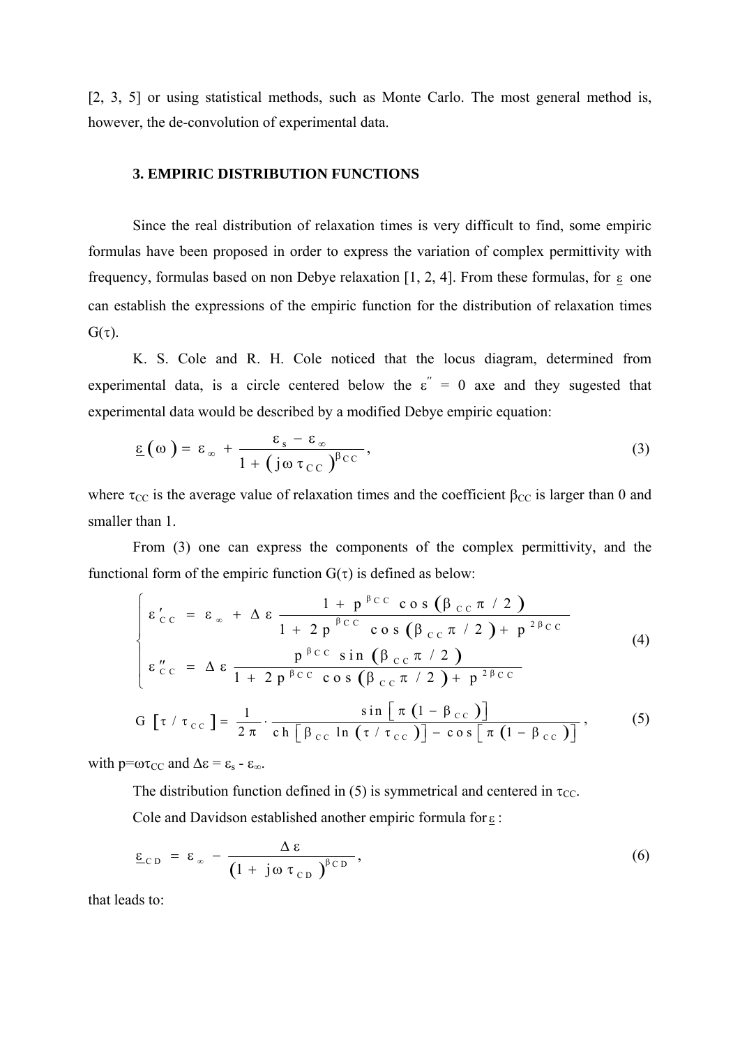[2, 3, 5] or using statistical methods, such as Monte Carlo. The most general method is, however, the de-convolution of experimental data.

### 3. EMPIRIC DISTRIBUTION FUNCTIONS

Since the real distribution of relaxation times is very difficult to find, some empiric formulas have been proposed in order to express the variation of complex permittivity with frequency, formulas based on non Debye relaxation [1, 2, 4]. From these formulas, for $\underline{\varepsilon}$ one can establish the expressions of the empiric function for the distribution of relaxation times $G(\tau)$.

K. S. Cole and R. H. Cole noticed that the locus diagram, determined from experimental data, is a circle centered below the $\varepsilon'' = 0$ axe and they sugested that experimental data would be described by a modified Debye empiric equation:

$$\underline{\varepsilon}(\omega) = \varepsilon_\infty + \frac{\varepsilon_s - \varepsilon_\infty}{1 + (j\omega\tau_{CC})^{\beta_{CC}}}, \tag{3}$$

where $\tau_{CC}$ is the average value of relaxation times and the coefficient $\beta_{CC}$ is larger than 0 and smaller than 1.

From (3) one can express the components of the complex permittivity, and the functional form of the empiric function $G(\tau)$ is defined as below:

$$\begin{cases} \varepsilon'_{CC} = \varepsilon_\infty + \Delta\varepsilon \dfrac{1 + p^{\beta_{CC}} \cos(\beta_{CC}\pi/2)}{1 + 2p^{\beta_{CC}} \cos(\beta_{CC}\pi/2) + p^{2\beta_{CC}}} \\[2ex] \varepsilon''_{CC} = \Delta\varepsilon \dfrac{p^{\beta_{CC}} \sin(\beta_{CC}\pi/2)}{1 + 2p^{\beta_{CC}} \cos(\beta_{CC}\pi/2) + p^{2\beta_{CC}}} \end{cases} \tag{4}$$

$$G[\tau/\tau_{CC}] = \frac{1}{2\pi} \cdot \frac{\sin[\pi(1-\beta_{CC})]}{\mathrm{ch}[\beta_{CC}\ln(\tau/\tau_{CC})] - \cos[\pi(1-\beta_{CC})]}, \tag{5}$$

with $p=\omega\tau_{CC}$ and $\Delta\varepsilon = \varepsilon_s - \varepsilon_\infty$.

The distribution function defined in (5) is symmetrical and centered in $\tau_{CC}$.

Cole and Davidson established another empiric formula for $\underline{\varepsilon}$:

$$\underline{\varepsilon}_{CD} = \varepsilon_\infty - \frac{\Delta\varepsilon}{(1 + j\omega\tau_{CD})^{\beta_{CD}}}, \tag{6}$$

that leads to: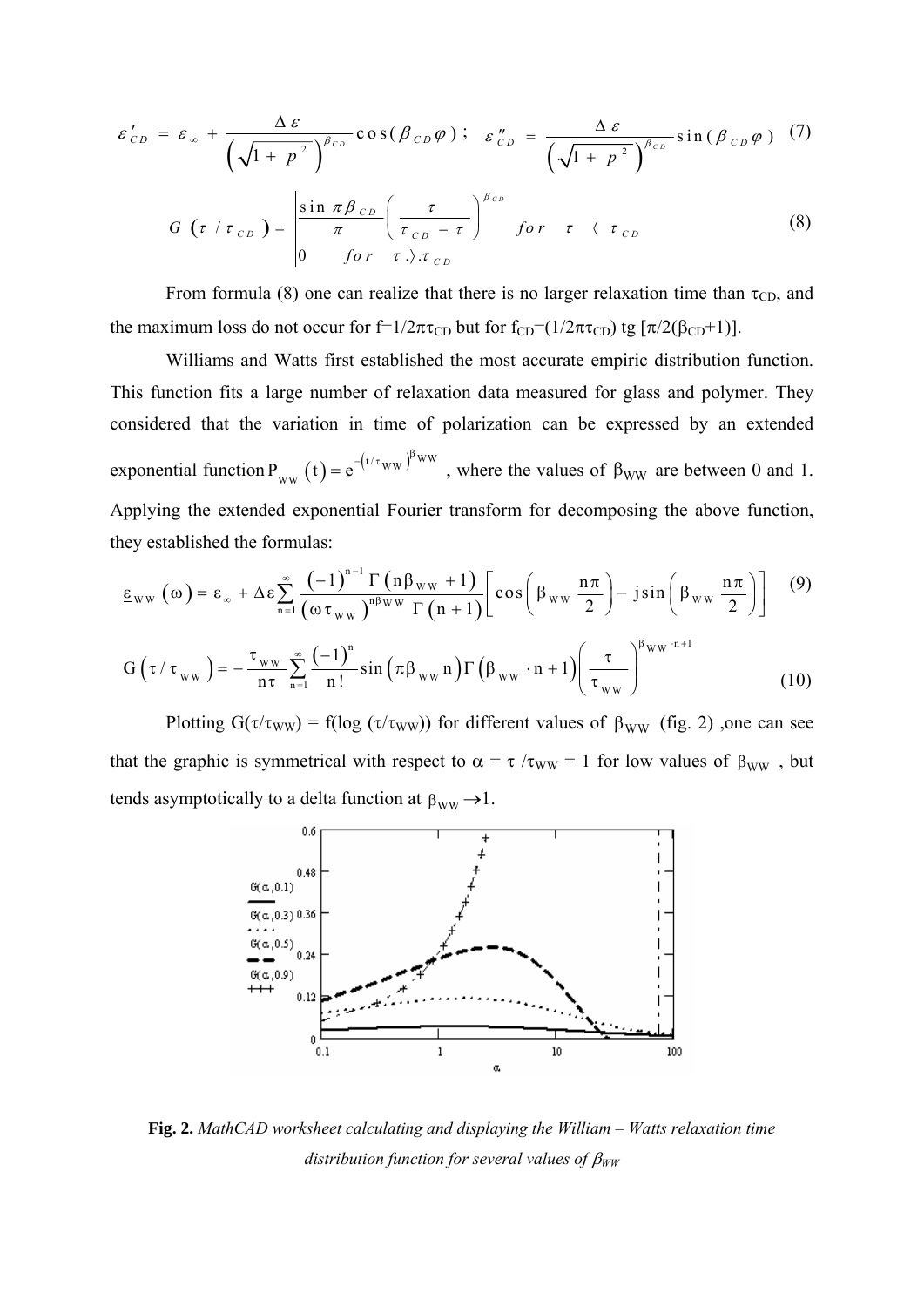$$\varepsilon'_{CD} = \varepsilon_\infty + \frac{\Delta\varepsilon}{\left(\sqrt{1+p^2}\right)^{\beta_{CD}}}\cos(\beta_{CD}\varphi)\ ; \quad \varepsilon''_{CD} = \frac{\Delta\varepsilon}{\left(\sqrt{1+p^2}\right)^{\beta_{CD}}}\sin(\beta_{CD}\varphi) \quad (7)$$

$$G\left(\tau/\tau_{CD}\right) = \begin{cases} \dfrac{\sin\pi\beta_{CD}}{\pi}\left(\dfrac{\tau}{\tau_{CD}-\tau}\right)^{\beta_{CD}} & for \quad \tau \ \langle \ \tau_{CD} \\ 0 \qquad for \quad \tau \ \rangle \ \tau_{CD} \end{cases} \quad (8)$$

From formula (8) one can realize that there is no larger relaxation time than $\tau_{CD}$, and the maximum loss do not occur for $f=1/2\pi\tau_{CD}$ but for $f_{CD}=(1/2\pi\tau_{CD})\ \mathrm{tg}\ [\pi/2(\beta_{CD}+1)]$.

Williams and Watts first established the most accurate empiric distribution function. This function fits a large number of relaxation data measured for glass and polymer. They considered that the variation in time of polarization can be expressed by an extended exponential function $P_{WW}(t) = e^{-\left(t/\tau_{WW}\right)^{\beta_{WW}}}$, where the values of $\beta_{WW}$ are between 0 and 1. Applying the extended exponential Fourier transform for decomposing the above function, they established the formulas:

$$\underline{\varepsilon}_{WW}(\omega) = \varepsilon_\infty + \Delta\varepsilon\sum_{n=1}^{\infty}\frac{(-1)^{n-1}\Gamma(n\beta_{WW}+1)}{(\omega\tau_{WW})^{n\beta_{WW}}\Gamma(n+1)}\left[\cos\left(\beta_{WW}\frac{n\pi}{2}\right) - j\sin\left(\beta_{WW}\frac{n\pi}{2}\right)\right] \quad (9)$$

$$G\left(\tau/\tau_{WW}\right) = -\frac{\tau_{WW}}{n\tau}\sum_{n=1}^{\infty}\frac{(-1)^n}{n!}\sin\left(\pi\beta_{WW}n\right)\Gamma\left(\beta_{WW}\cdot n+1\right)\left(\frac{\tau}{\tau_{WW}}\right)^{\beta_{WW}\cdot n+1} \quad (10)$$

Plotting $G(\tau/\tau_{WW}) = f(\log(\tau/\tau_{WW}))$ for different values of $\beta_{WW}$ (fig. 2) ,one can see that the graphic is symmetrical with respect to $\alpha = \tau/\tau_{WW} = 1$ for low values of $\beta_{WW}$, but tends asymptotically to a delta function at $\beta_{WW} \to 1$.

**Fig. 2.** *MathCAD worksheet calculating and displaying the William – Watts relaxation time distribution function for several values of $\beta_{WW}$*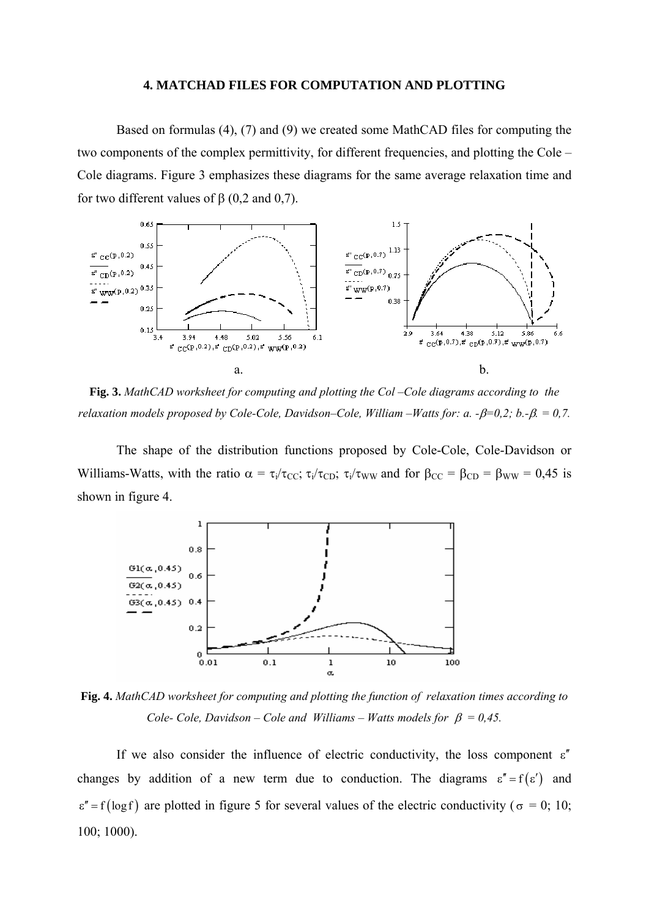## 4. MATCHAD FILES FOR COMPUTATION AND PLOTTING

Based on formulas (4), (7) and (9) we created some MathCAD files for computing the two components of the complex permittivity, for different frequencies, and plotting the Cole – Cole diagrams. Figure 3 emphasizes these diagrams for the same average relaxation time and for two different values of $\beta$ (0,2 and 0,7).

a. b.

**Fig. 3.** *MathCAD worksheet for computing and plotting the Col –Cole diagrams according to the relaxation models proposed by Cole-Cole, Davidson–Cole, William –Watts for: a. -$\beta$=0,2; b.-$\beta$. = 0,7.*

The shape of the distribution functions proposed by Cole-Cole, Cole-Davidson or Williams-Watts, with the ratio $\alpha = \tau_i/\tau_{CC}$; $\tau_i/\tau_{CD}$; $\tau_i/\tau_{WW}$ and for $\beta_{CC} = \beta_{CD} = \beta_{WW} = 0{,}45$ is shown in figure 4.

**Fig. 4.** *MathCAD worksheet for computing and plotting the function of relaxation times according to Cole- Cole, Davidson – Cole and Williams – Watts models for $\beta$ = 0,45.*

If we also consider the influence of electric conductivity, the loss component $\varepsilon''$ changes by addition of a new term due to conduction. The diagrams $\varepsilon'' = f(\varepsilon')$ and $\varepsilon'' = f(\log f)$ are plotted in figure 5 for several values of the electric conductivity ($\sigma$ = 0; 10; 100; 1000).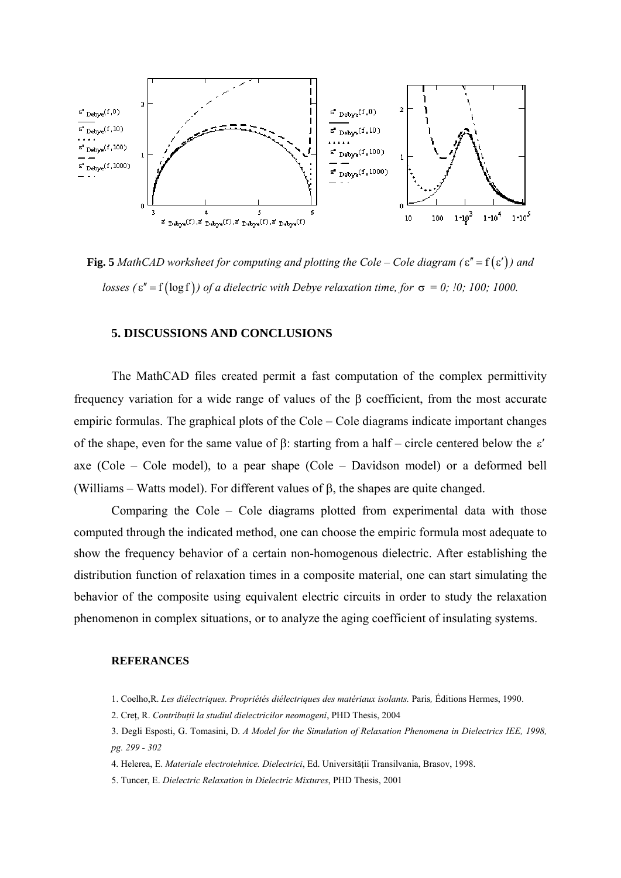ε" Debye(f,0)
ε" Debye(f,10)
ε" Debye(f,100)
ε" Debye(f,1000)

2
1
0
3 4 5 6
ε' Debye(f),ε' Debye(f),ε' Debye(f),ε' Debye(f)

ε" Debye(f,0)
ε" Debye(f,10)
ε" Debye(f,100)
ε" Debye(f,1000)

2
1
0
10 100 1·10^3 1·10^4 1·10^5
f

**Fig. 5** *MathCAD worksheet for computing and plotting the Cole – Cole diagram ($\varepsilon'' = f(\varepsilon')$) and losses ($\varepsilon'' = f(\log f)$) of a dielectric with Debye relaxation time, for $\sigma$ = 0; !0; 100; 1000.*

### 5. DISCUSSIONS AND CONCLUSIONS

The MathCAD files created permit a fast computation of the complex permittivity frequency variation for a wide range of values of the $\beta$ coefficient, from the most accurate empiric formulas. The graphical plots of the Cole – Cole diagrams indicate important changes of the shape, even for the same value of $\beta$: starting from a half – circle centered below the $\varepsilon'$ axe (Cole – Cole model), to a pear shape (Cole – Davidson model) or a deformed bell (Williams – Watts model). For different values of $\beta$, the shapes are quite changed.

Comparing the Cole – Cole diagrams plotted from experimental data with those computed through the indicated method, one can choose the empiric formula most adequate to show the frequency behavior of a certain non-homogenous dielectric. After establishing the distribution function of relaxation times in a composite material, one can start simulating the behavior of the composite using equivalent electric circuits in order to study the relaxation phenomenon in complex situations, or to analyze the aging coefficient of insulating systems.

### REFERANCES

1. Coelho,R. *Les diélectriques. Propriétés diélectriques des matériaux isolants.* Paris*,* Éditions Hermes, 1990.
2. Creț, R. *Contribuții la studiul dielectricilor neomogeni*, PHD Thesis, 2004
3. Degli Esposti, G. Tomasini, D. *A Model for the Simulation of Relaxation Phenomena in Dielectrics IEE, 1998, pg. 299 - 302*
4. Helerea, E. *Materiale electrotehnice. Dielectrici*, Ed. Universității Transilvania, Brasov, 1998.
5. Tuncer, E. *Dielectric Relaxation in Dielectric Mixtures*, PHD Thesis, 2001